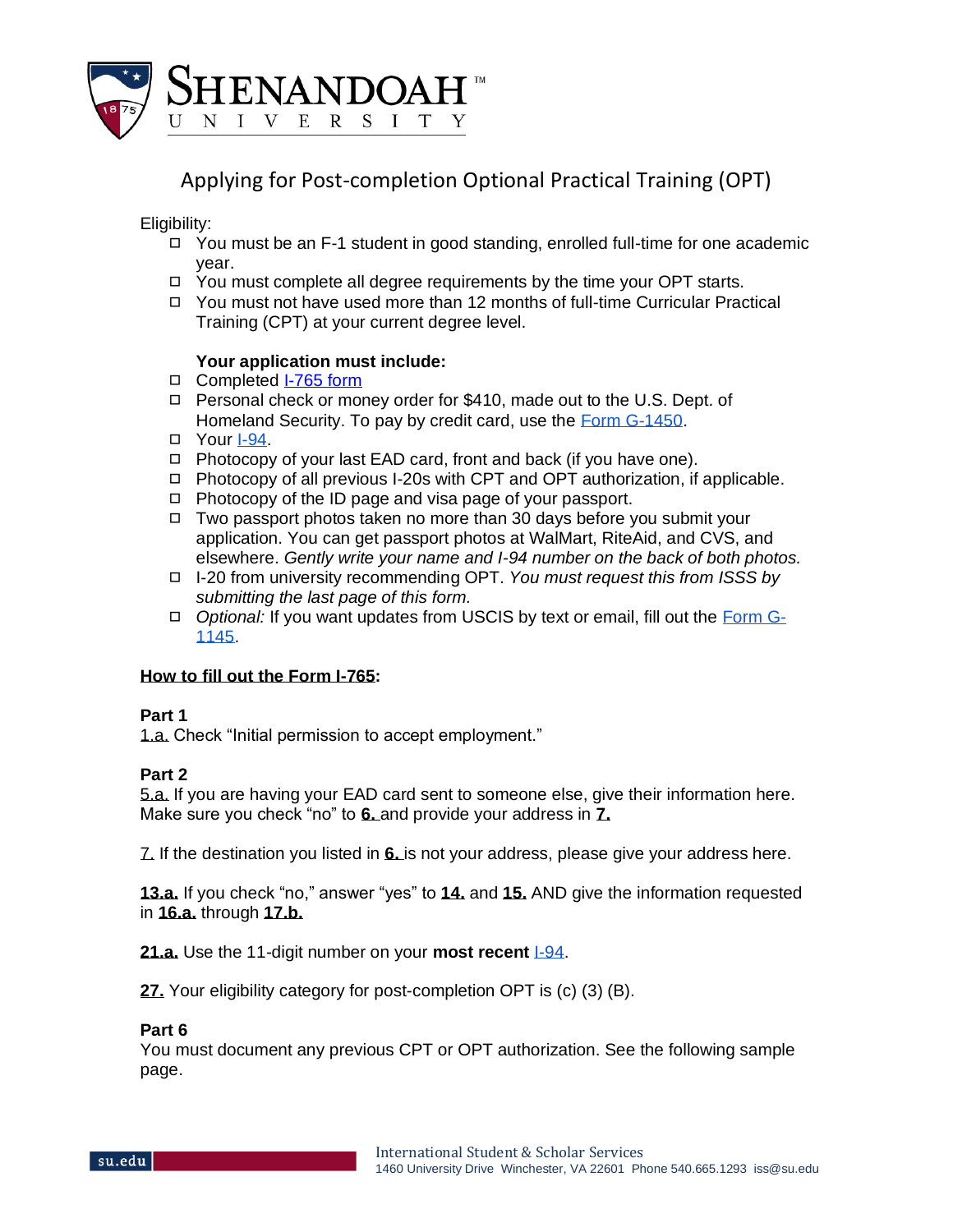# Applying for Post-completion Optional Practical Training (OPT)

Eligibility:

- ☐ You must be an F-1 student in good standing, enrolled full-time for one academic year.
- ☐ You must complete all degree requirements by the time your OPT starts.
- ☐ You must not have used more than 12 months of full-time Curricular Practical Training (CPT) at your current degree level.

**Your application must include:**

- ☐ Completed I-765 form
- ☐ Personal check or money order for $410, made out to the U.S. Dept. of Homeland Security. To pay by credit card, use the Form G-1450.
- ☐ Your I-94.
- ☐ Photocopy of your last EAD card, front and back (if you have one).
- ☐ Photocopy of all previous I-20s with CPT and OPT authorization, if applicable.
- ☐ Photocopy of the ID page and visa page of your passport.
- ☐ Two passport photos taken no more than 30 days before you submit your application. You can get passport photos at WalMart, RiteAid, and CVS, and elsewhere. *Gently write your name and I-94 number on the back of both photos.*
- ☐ I-20 from university recommending OPT. *You must request this from ISSS by submitting the last page of this form.*
- ☐ *Optional:* If you want updates from USCIS by text or email, fill out the Form G-1145.

**How to fill out the Form I-765:**

**Part 1**

1.a. Check "Initial permission to accept employment."

**Part 2**

5.a. If you are having your EAD card sent to someone else, give their information here. Make sure you check "no" to **6.** and provide your address in **7.**

7. If the destination you listed in **6.** is not your address, please give your address here.

**13.a.** If you check "no," answer "yes" to **14.** and **15.** AND give the information requested in **16.a.** through **17.b.**

**21.a.** Use the 11-digit number on your **most recent** I-94.

**27.** Your eligibility category for post-completion OPT is (c) (3) (B).

**Part 6**

You must document any previous CPT or OPT authorization. See the following sample page.

International Student & Scholar Services
1460 University Drive Winchester, VA 22601 Phone 540.665.1293 iss@su.edu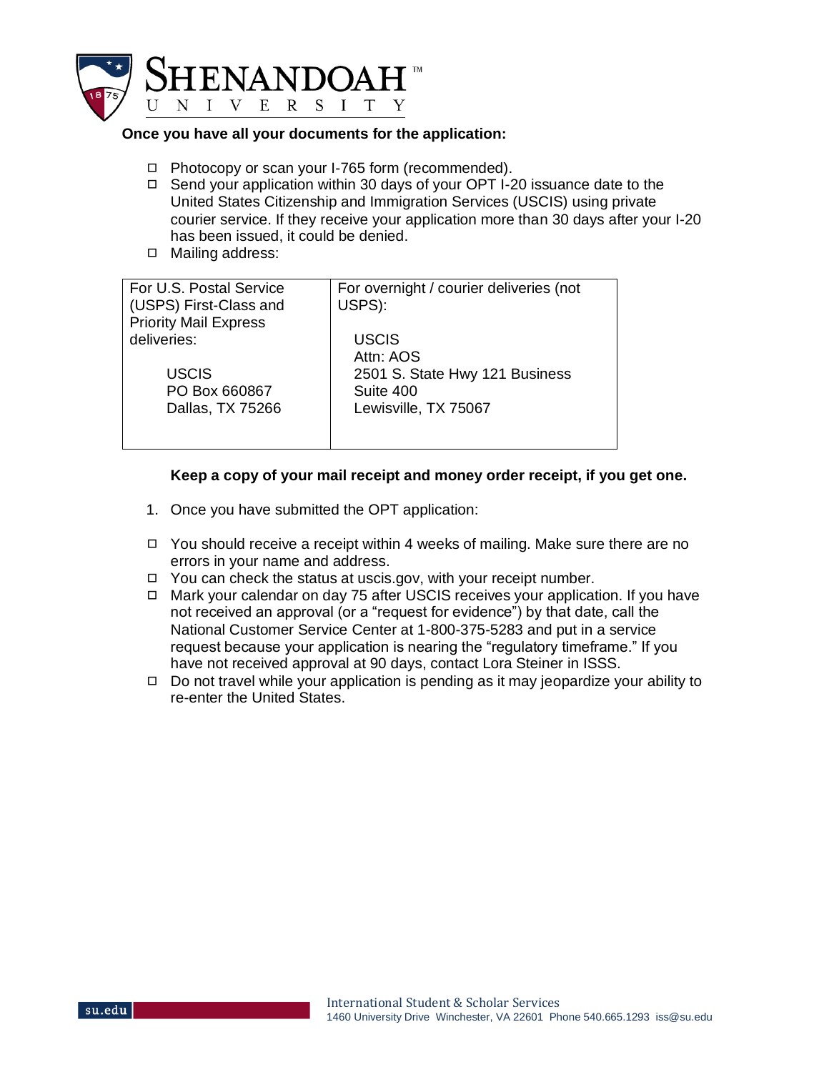**Once you have all your documents for the application:**

- ☐ Photocopy or scan your I-765 form (recommended).
- ☐ Send your application within 30 days of your OPT I-20 issuance date to the United States Citizenship and Immigration Services (USCIS) using private courier service. If they receive your application more than 30 days after your I-20 has been issued, it could be denied.
- ☐ Mailing address:

| For U.S. Postal Service (USPS) First-Class and Priority Mail Express deliveries:<br><br>USCIS<br>PO Box 660867<br>Dallas, TX 75266 | For overnight / courier deliveries (not USPS):<br><br>USCIS<br>Attn: AOS<br>2501 S. State Hwy 121 Business<br>Suite 400<br>Lewisville, TX 75067 |
|---|---|

**Keep a copy of your mail receipt and money order receipt, if you get one.**

1. Once you have submitted the OPT application:

- ☐ You should receive a receipt within 4 weeks of mailing. Make sure there are no errors in your name and address.
- ☐ You can check the status at uscis.gov, with your receipt number.
- ☐ Mark your calendar on day 75 after USCIS receives your application. If you have not received an approval (or a "request for evidence") by that date, call the National Customer Service Center at 1-800-375-5283 and put in a service request because your application is nearing the "regulatory timeframe." If you have not received approval at 90 days, contact Lora Steiner in ISSS.
- ☐ Do not travel while your application is pending as it may jeopardize your ability to re-enter the United States.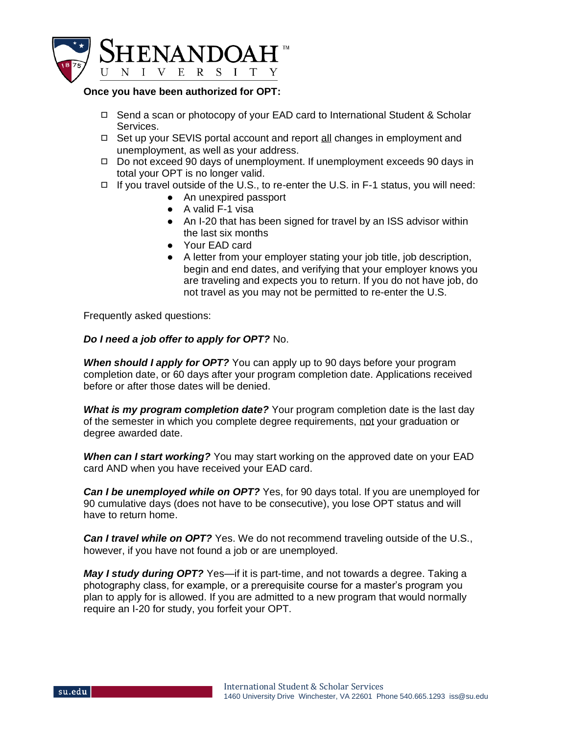**Once you have been authorized for OPT:**

- ◻ Send a scan or photocopy of your EAD card to International Student & Scholar Services.
- ◻ Set up your SEVIS portal account and report all changes in employment and unemployment, as well as your address.
- ◻ Do not exceed 90 days of unemployment. If unemployment exceeds 90 days in total your OPT is no longer valid.
- ◻ If you travel outside of the U.S., to re-enter the U.S. in F-1 status, you will need:
  - An unexpired passport
  - A valid F-1 visa
  - An I-20 that has been signed for travel by an ISS advisor within the last six months
  - Your EAD card
  - A letter from your employer stating your job title, job description, begin and end dates, and verifying that your employer knows you are traveling and expects you to return. If you do not have job, do not travel as you may not be permitted to re-enter the U.S.

Frequently asked questions:

***Do I need a job offer to apply for OPT?*** No.

***When should I apply for OPT?*** You can apply up to 90 days before your program completion date, or 60 days after your program completion date. Applications received before or after those dates will be denied.

***What is my program completion date?*** Your program completion date is the last day of the semester in which you complete degree requirements, not your graduation or degree awarded date.

***When can I start working?*** You may start working on the approved date on your EAD card AND when you have received your EAD card.

***Can I be unemployed while on OPT?*** Yes, for 90 days total. If you are unemployed for 90 cumulative days (does not have to be consecutive), you lose OPT status and will have to return home.

***Can I travel while on OPT?*** Yes. We do not recommend traveling outside of the U.S., however, if you have not found a job or are unemployed.

***May I study during OPT?*** Yes—if it is part-time, and not towards a degree. Taking a photography class, for example, or a prerequisite course for a master's program you plan to apply for is allowed. If you are admitted to a new program that would normally require an I-20 for study, you forfeit your OPT.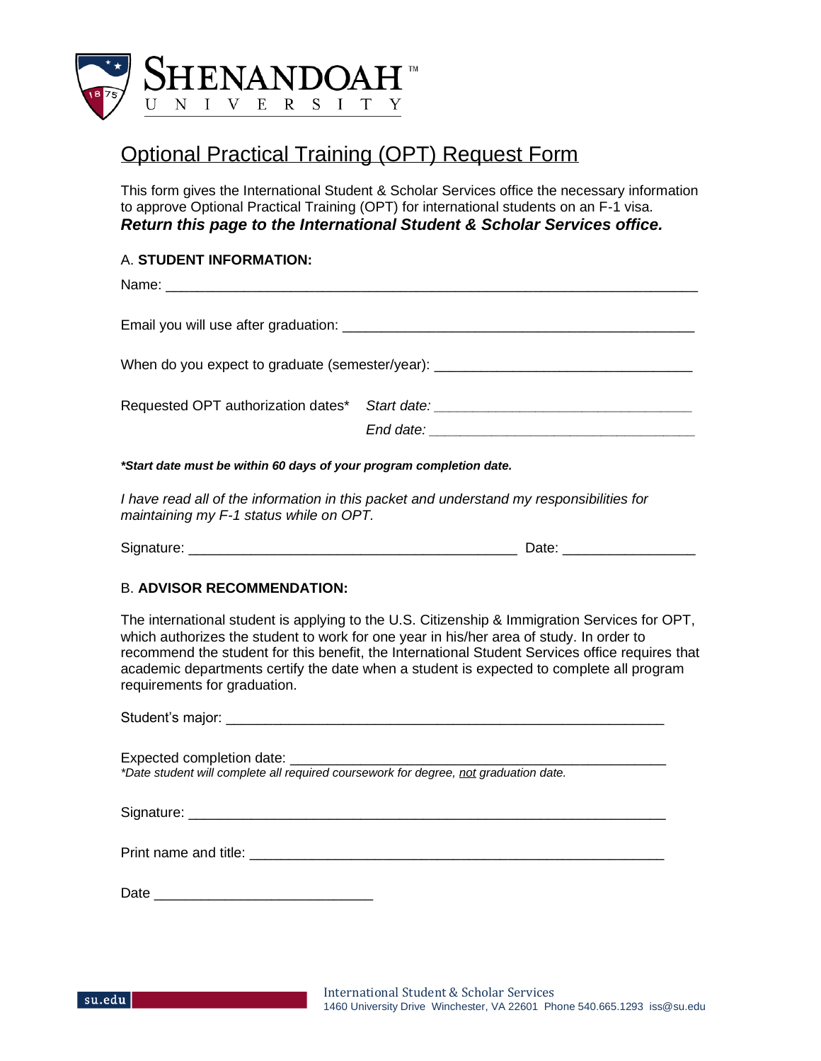SHENANDOAH UNIVERSITY

# Optional Practical Training (OPT) Request Form

This form gives the International Student & Scholar Services office the necessary information to approve Optional Practical Training (OPT) for international students on an F-1 visa.
***Return this page to the International Student & Scholar Services office.***

A. **STUDENT INFORMATION:**

Name: ___________________________________________________________________

Email you will use after graduation: ____________________________________________

When do you expect to graduate (semester/year): _______________________________

Requested OPT authorization dates* *Start date:* ______________________________

*End date:* ______________________________

***Start date must be within 60 days of your program completion date.**

*I have read all of the information in this packet and understand my responsibilities for maintaining my F-1 status while on OPT.*

Signature: ________________________________________ Date: ________________

B. **ADVISOR RECOMMENDATION:**

The international student is applying to the U.S. Citizenship & Immigration Services for OPT, which authorizes the student to work for one year in his/her area of study. In order to recommend the student for this benefit, the International Student Services office requires that academic departments certify the date when a student is expected to complete all program requirements for graduation.

Student's major: _______________________________________________________

Expected completion date: ________________________________________________
*\*Date student will complete all required coursework for degree, not graduation date.*

Signature: ____________________________________________________________

Print name and title: _____________________________________________________

Date ___________________________

International Student & Scholar Services
1460 University Drive Winchester, VA 22601 Phone 540.665.1293 iss@su.edu